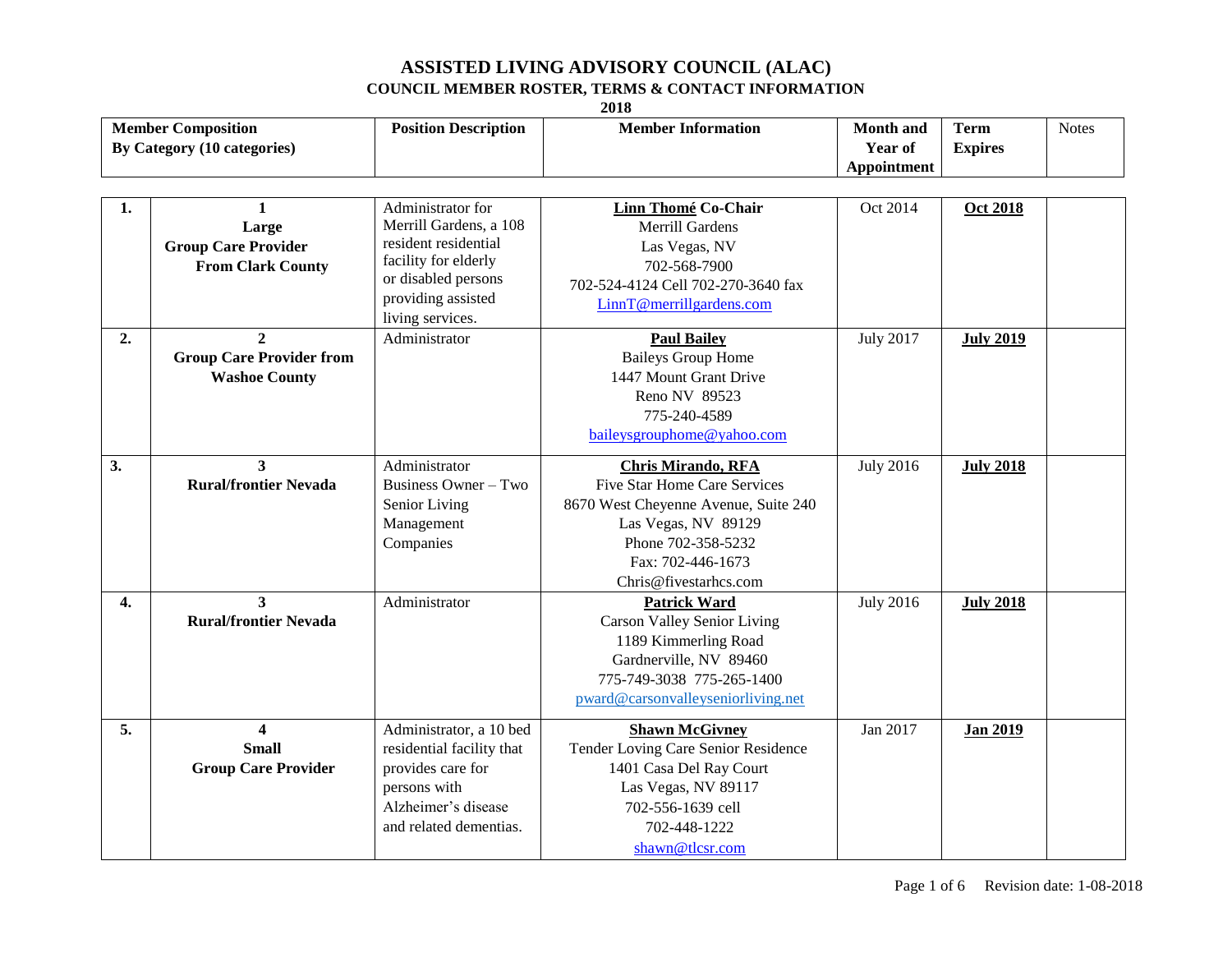# ASSISTED LIVING ADVISORY COUNCIL (ALAC)

## COUNCIL MEMBER ROSTER, TERMS & CONTACT INFORMATION

**2018**

| | Member Composition By Category (10 categories) | Position Description | Member Information | Month and Year of Appointment | Term Expires | Notes |
|---|---|---|---|---|---|---|
| **1.** | **1 Large Group Care Provider From Clark County** | Administrator for Merrill Gardens, a 108 resident residential facility for elderly or disabled persons providing assisted living services. | **Linn Thomé Co-Chair**<br>Merrill Gardens<br>Las Vegas, NV<br>702-568-7900<br>702-524-4124 Cell 702-270-3640 fax<br>LinnT@merrillgardens.com | Oct 2014 | **Oct 2018** | |
| **2.** | **2 Group Care Provider from Washoe County** | Administrator | **Paul Bailey**<br>Baileys Group Home<br>1447 Mount Grant Drive<br>Reno NV 89523<br>775-240-4589<br>baileysgrouphome@yahoo.com | July 2017 | **July 2019** | |
| **3.** | **3 Rural/frontier Nevada** | Administrator Business Owner – Two Senior Living Management Companies | **Chris Mirando, RFA**<br>Five Star Home Care Services<br>8670 West Cheyenne Avenue, Suite 240<br>Las Vegas, NV 89129<br>Phone 702-358-5232<br>Fax: 702-446-1673<br>Chris@fivestarhcs.com | July 2016 | **July 2018** | |
| **4.** | **3 Rural/frontier Nevada** | Administrator | **Patrick Ward**<br>Carson Valley Senior Living<br>1189 Kimmerling Road<br>Gardnerville, NV 89460<br>775-749-3038 775-265-1400<br>pward@carsonvalleyseniorliving.net | July 2016 | **July 2018** | |
| **5.** | **4 Small Group Care Provider** | Administrator, a 10 bed residential facility that provides care for persons with Alzheimer's disease and related dementias. | **Shawn McGivney**<br>Tender Loving Care Senior Residence<br>1401 Casa Del Ray Court<br>Las Vegas, NV 89117<br>702-556-1639 cell<br>702-448-1222<br>shawn@tlcsr.com | Jan 2017 | **Jan 2019** | |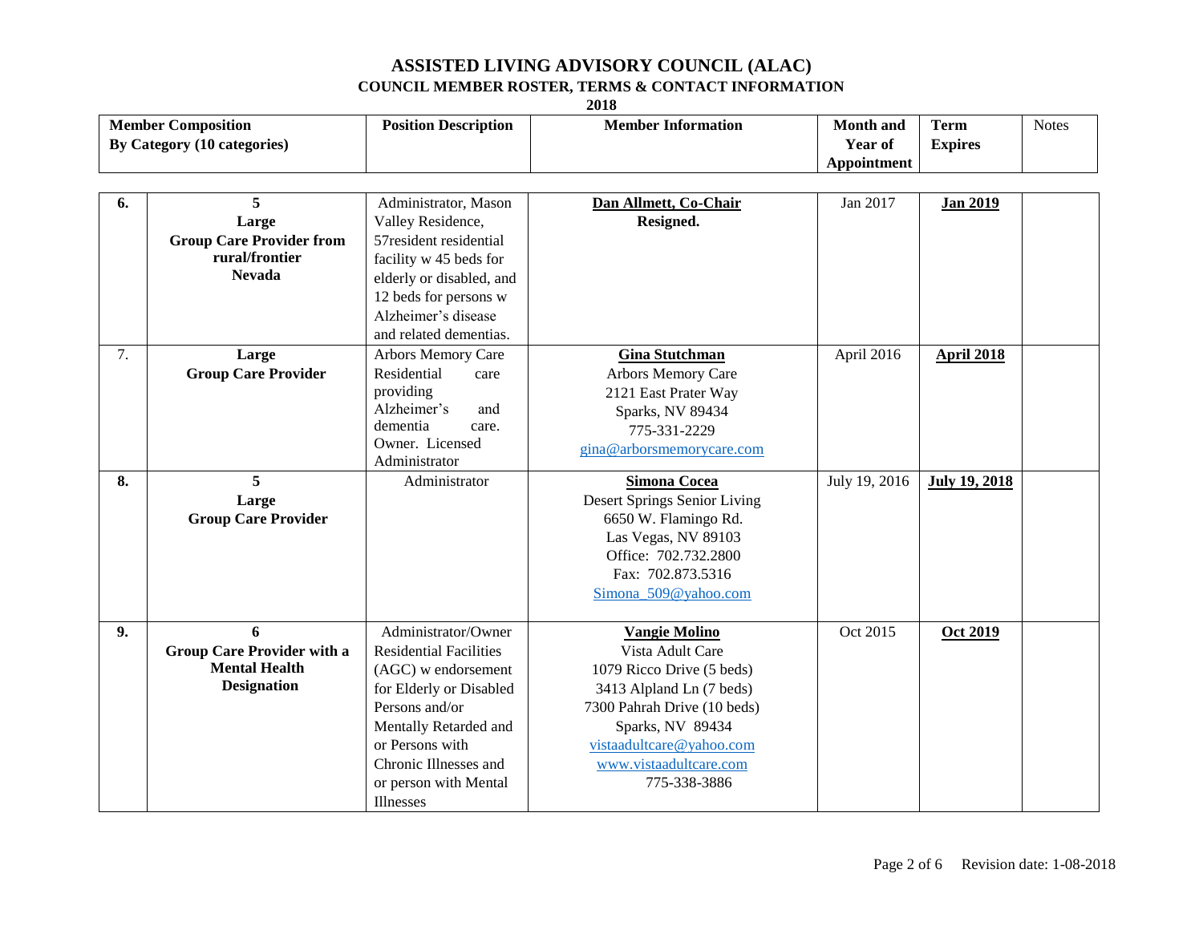# ASSISTED LIVING ADVISORY COUNCIL (ALAC)

## COUNCIL MEMBER ROSTER, TERMS & CONTACT INFORMATION

### 2018

| | Member Composition By Category (10 categories) | Position Description | Member Information | Month and Year of Appointment | Term Expires | Notes |
|---|---|---|---|---|---|---|
| **6.** | **5 Large Group Care Provider from rural/frontier Nevada** | Administrator, Mason Valley Residence, 57resident residential facility w 45 beds for elderly or disabled, and 12 beds for persons w Alzheimer's disease and related dementias. | **Dan Allmett, Co-Chair** **Resigned.** | Jan 2017 | **Jan 2019** | |
| 7. | **Large Group Care Provider** | Arbors Memory Care Residential care providing Alzheimer's and dementia care. Owner. Licensed Administrator | **Gina Stutchman** Arbors Memory Care 2121 East Prater Way Sparks, NV 89434 775-331-2229 gina@arborsmemorycare.com | April 2016 | **April 2018** | |
| **8.** | **5 Large Group Care Provider** | Administrator | **Simona Cocea** Desert Springs Senior Living 6650 W. Flamingo Rd. Las Vegas, NV 89103 Office: 702.732.2800 Fax: 702.873.5316 Simona_509@yahoo.com | July 19, 2016 | **July 19, 2018** | |
| **9.** | **6 Group Care Provider with a Mental Health Designation** | Administrator/Owner Residential Facilities (AGC) w endorsement for Elderly or Disabled Persons and/or Mentally Retarded and or Persons with Chronic Illnesses and or person with Mental Illnesses | **Vangie Molino** Vista Adult Care 1079 Ricco Drive (5 beds) 3413 Alpland Ln (7 beds) 7300 Pahrah Drive (10 beds) Sparks, NV 89434 vistaadultcare@yahoo.com www.vistaadultcare.com 775-338-3886 | Oct 2015 | **Oct 2019** | |

Revision date: 1-08-2018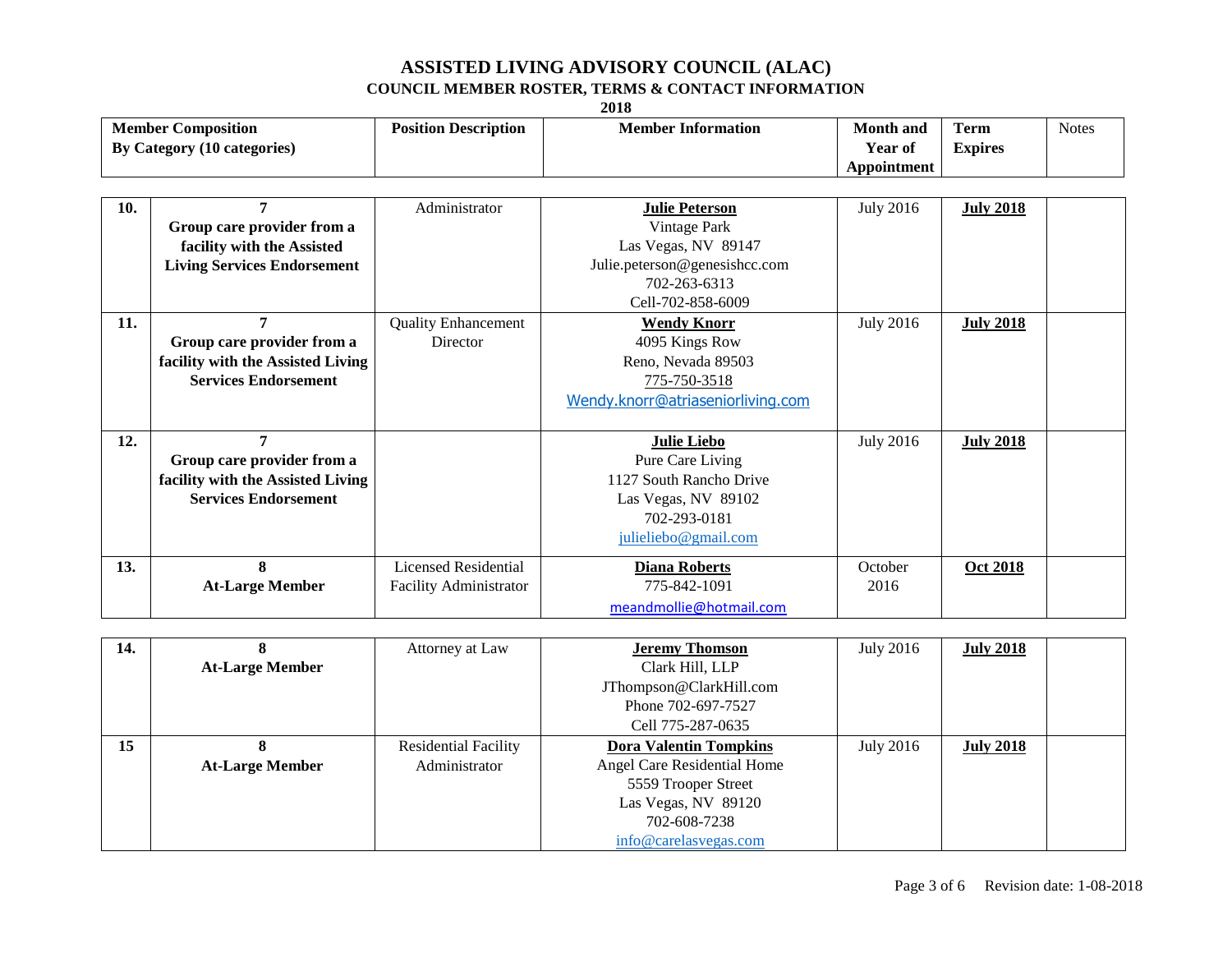# ASSISTED LIVING ADVISORY COUNCIL (ALAC)

## COUNCIL MEMBER ROSTER, TERMS & CONTACT INFORMATION

**2018**

| | Member Composition By Category (10 categories) | Position Description | Member Information | Month and Year of Appointment | Term Expires | Notes |
|---|---|---|---|---|---|---|
| 10. | **7** **Group care provider from a facility with the Assisted Living Services Endorsement** | Administrator | **Julie Peterson** Vintage Park Las Vegas, NV 89147 Julie.peterson@genesishcc.com 702-263-6313 Cell-702-858-6009 | July 2016 | **July 2018** | |
| 11. | **7** **Group care provider from a facility with the Assisted Living Services Endorsement** | Quality Enhancement Director | **Wendy Knorr** 4095 Kings Row Reno, Nevada 89503 775-750-3518 Wendy.knorr@atriaseniorliving.com | July 2016 | **July 2018** | |
| 12. | **7** **Group care provider from a facility with the Assisted Living Services Endorsement** | | **Julie Liebo** Pure Care Living 1127 South Rancho Drive Las Vegas, NV 89102 702-293-0181 julieliebo@gmail.com | July 2016 | **July 2018** | |
| 13. | **8** **At-Large Member** | Licensed Residential Facility Administrator | **Diana Roberts** 775-842-1091 meandmollie@hotmail.com | October 2016 | **Oct 2018** | |
| 14. | **8** **At-Large Member** | Attorney at Law | **Jeremy Thomson** Clark Hill, LLP JThompson@ClarkHill.com Phone 702-697-7527 Cell 775-287-0635 | July 2016 | **July 2018** | |
| 15 | **8** **At-Large Member** | Residential Facility Administrator | **Dora Valentin Tompkins** Angel Care Residential Home 5559 Trooper Street Las Vegas, NV 89120 702-608-7238 info@carelasvegas.com | July 2016 | **July 2018** | |

Revision date: 1-08-2018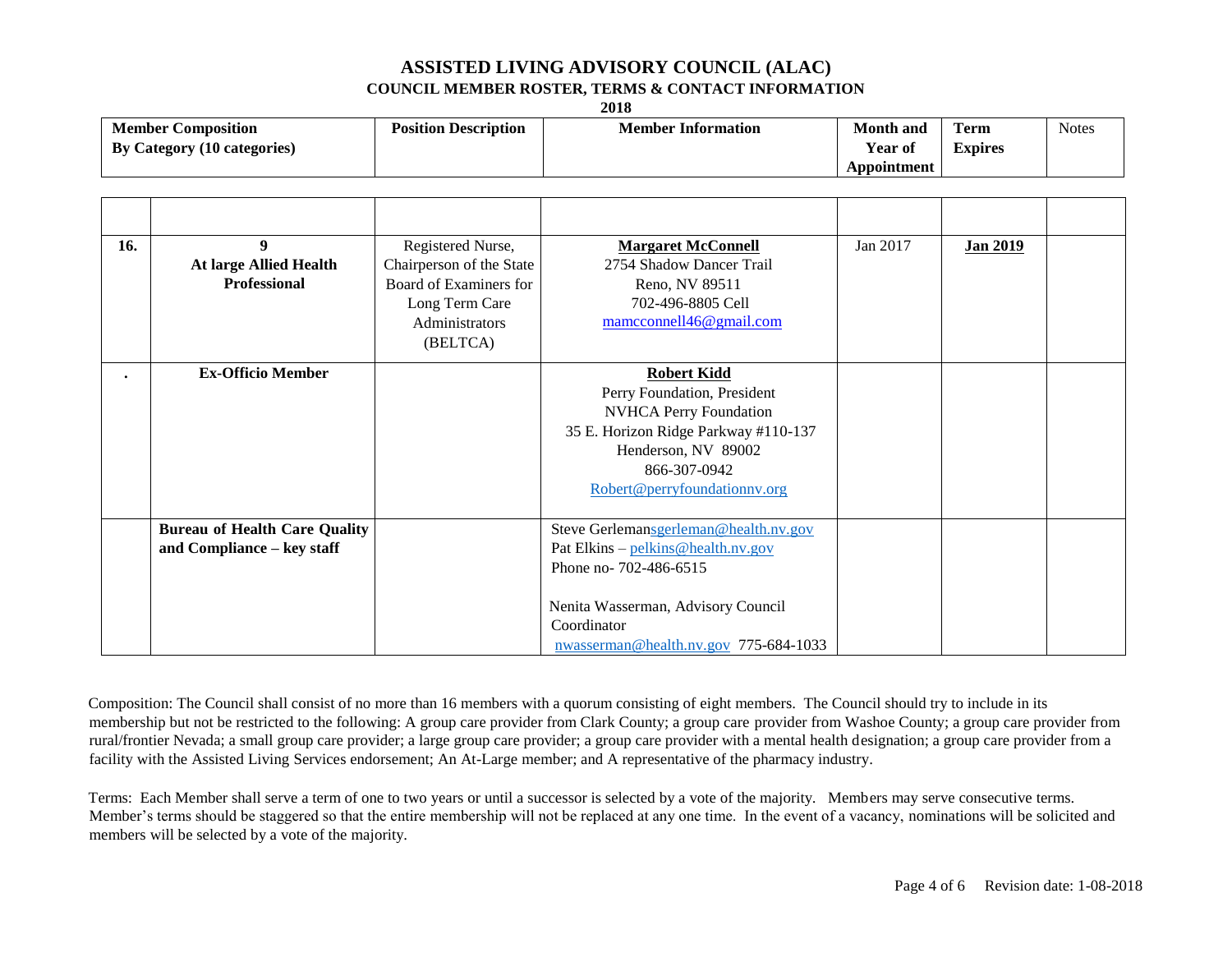# ASSISTED LIVING ADVISORY COUNCIL (ALAC)

## COUNCIL MEMBER ROSTER, TERMS & CONTACT INFORMATION

**2018**

| | Member Composition By Category (10 categories) | Position Description | Member Information | Month and Year of Appointment | Term Expires | Notes |
|---|---|---|---|---|---|---|
| | | | | | | |
| 16. | **9** **At large Allied Health Professional** | Registered Nurse, Chairperson of the State Board of Examiners for Long Term Care Administrators (BELTCA) | **Margaret McConnell** 2754 Shadow Dancer Trail Reno, NV 89511 702-496-8805 Cell mamcconnell46@gmail.com | Jan 2017 | **Jan 2019** | |
| . | **Ex-Officio Member** | | **Robert Kidd** Perry Foundation, President NVHCA Perry Foundation 35 E. Horizon Ridge Parkway #110-137 Henderson, NV 89002 866-307-0942 Robert@perryfoundationnv.org | | | |
| | **Bureau of Health Care Quality and Compliance – key staff** | | Steve Gerlemansgerleman@health.nv.gov Pat Elkins – pelkins@health.nv.gov Phone no- 702-486-6515 Nenita Wasserman, Advisory Council Coordinator nwasserman@health.nv.gov 775-684-1033 | | | |

Composition: The Council shall consist of no more than 16 members with a quorum consisting of eight members. The Council should try to include in its membership but not be restricted to the following: A group care provider from Clark County; a group care provider from Washoe County; a group care provider from rural/frontier Nevada; a small group care provider; a large group care provider; a group care provider with a mental health designation; a group care provider from a facility with the Assisted Living Services endorsement; An At-Large member; and A representative of the pharmacy industry.

Terms: Each Member shall serve a term of one to two years or until a successor is selected by a vote of the majority. Members may serve consecutive terms. Member's terms should be staggered so that the entire membership will not be replaced at any one time. In the event of a vacancy, nominations will be solicited and members will be selected by a vote of the majority.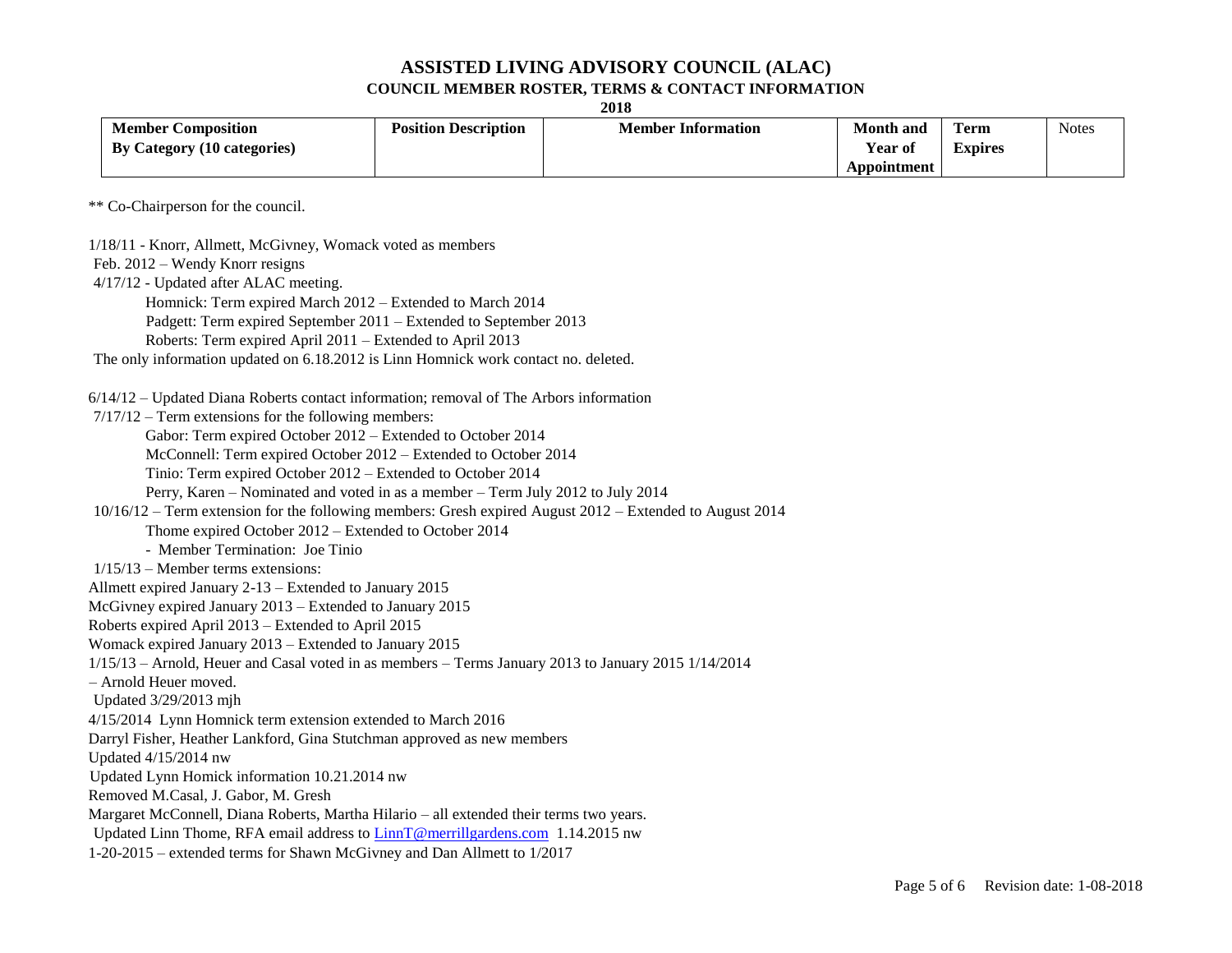# ASSISTED LIVING ADVISORY COUNCIL (ALAC)

## COUNCIL MEMBER ROSTER, TERMS & CONTACT INFORMATION

**2018**

| Member Composition By Category (10 categories) | Position Description | Member Information | Month and Year of Appointment | Term Expires | Notes |
|---|---|---|---|---|---|

** Co-Chairperson for the council.

1/18/11 - Knorr, Allmett, McGivney, Womack voted as members
Feb. 2012 – Wendy Knorr resigns
4/17/12 - Updated after ALAC meeting.
Homnick: Term expired March 2012 – Extended to March 2014
Padgett: Term expired September 2011 – Extended to September 2013
Roberts: Term expired April 2011 – Extended to April 2013
The only information updated on 6.18.2012 is Linn Homnick work contact no. deleted.

6/14/12 – Updated Diana Roberts contact information; removal of The Arbors information
7/17/12 – Term extensions for the following members:
Gabor: Term expired October 2012 – Extended to October 2014
McConnell: Term expired October 2012 – Extended to October 2014
Tinio: Term expired October 2012 – Extended to October 2014
Perry, Karen – Nominated and voted in as a member – Term July 2012 to July 2014
10/16/12 – Term extension for the following members: Gresh expired August 2012 – Extended to August 2014
Thome expired October 2012 – Extended to October 2014
- Member Termination: Joe Tinio
1/15/13 – Member terms extensions:
Allmett expired January 2-13 – Extended to January 2015
McGivney expired January 2013 – Extended to January 2015
Roberts expired April 2013 – Extended to April 2015
Womack expired January 2013 – Extended to January 2015
1/15/13 – Arnold, Heuer and Casal voted in as members – Terms January 2013 to January 2015 1/14/2014
– Arnold Heuer moved.
Updated 3/29/2013 mjh
4/15/2014 Lynn Homnick term extension extended to March 2016
Darryl Fisher, Heather Lankford, Gina Stutchman approved as new members
Updated 4/15/2014 nw
Updated Lynn Homick information 10.21.2014 nw
Removed M.Casal, J. Gabor, M. Gresh
Margaret McConnell, Diana Roberts, Martha Hilario – all extended their terms two years.
Updated Linn Thome, RFA email address to LinnT@merrillgardens.com 1.14.2015 nw
1-20-2015 – extended terms for Shawn McGivney and Dan Allmett to 1/2017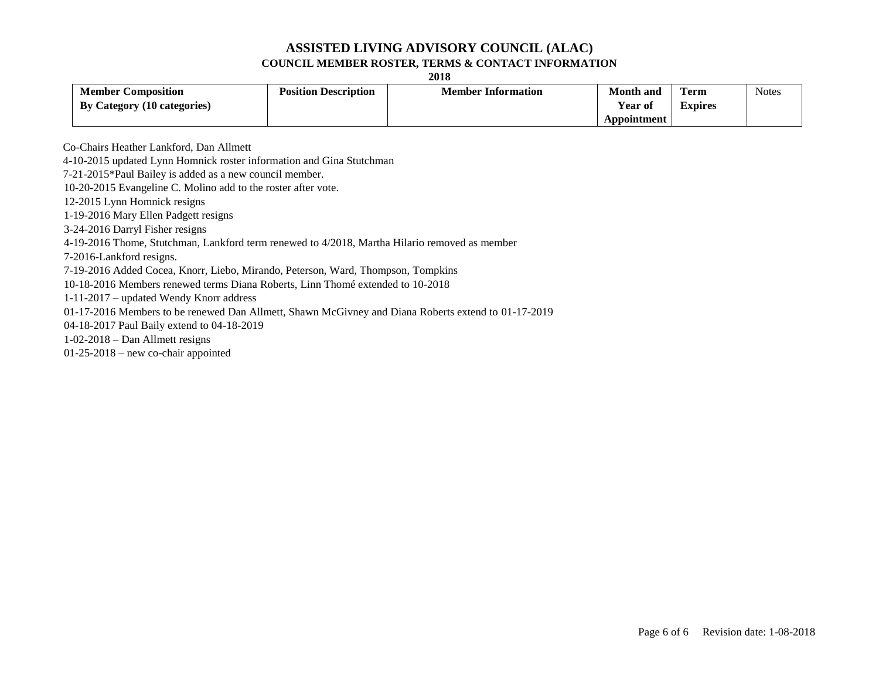# ASSISTED LIVING ADVISORY COUNCIL (ALAC)

## COUNCIL MEMBER ROSTER, TERMS & CONTACT INFORMATION

**2018**

| Member Composition By Category (10 categories) | Position Description | Member Information | Month and Year of Appointment | Term Expires | Notes |
|---|---|---|---|---|---|

Co-Chairs Heather Lankford, Dan Allmett
4-10-2015 updated Lynn Homnick roster information and Gina Stutchman
7-21-2015*Paul Bailey is added as a new council member.
10-20-2015 Evangeline C. Molino add to the roster after vote.
12-2015 Lynn Homnick resigns
1-19-2016 Mary Ellen Padgett resigns
3-24-2016 Darryl Fisher resigns
4-19-2016 Thome, Stutchman, Lankford term renewed to 4/2018, Martha Hilario removed as member
7-2016-Lankford resigns.
7-19-2016 Added Cocea, Knorr, Liebo, Mirando, Peterson, Ward, Thompson, Tompkins
10-18-2016 Members renewed terms Diana Roberts, Linn Thomé extended to 10-2018
1-11-2017 – updated Wendy Knorr address
01-17-2016 Members to be renewed Dan Allmett, Shawn McGivney and Diana Roberts extend to 01-17-2019
04-18-2017 Paul Baily extend to 04-18-2019
1-02-2018 – Dan Allmett resigns
01-25-2018 – new co-chair appointed

Revision date: 1-08-2018